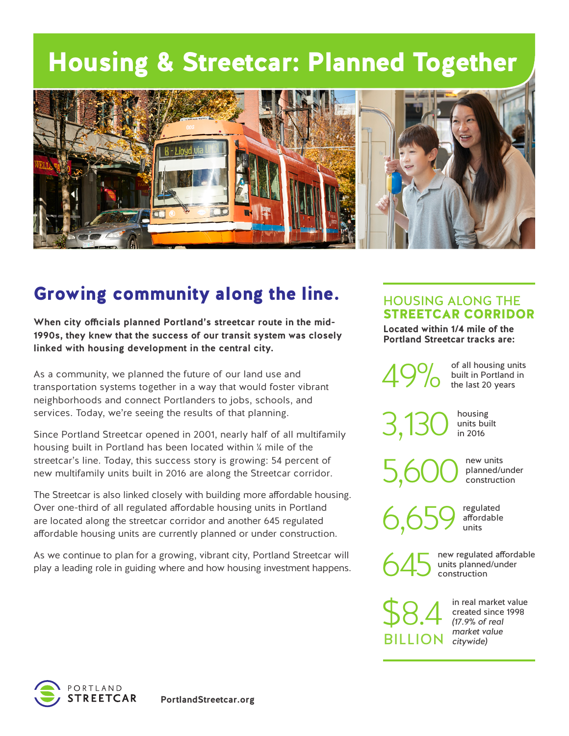# Housing & Streetcar: Planned Together

## Growing community along the line.

**When city officials planned Portland's streetcar route in the mid-1990s, they knew that the success of our transit system was closely linked with housing development in the central city.**

As a community, we planned the future of our land use and transportation systems together in a way that would foster vibrant neighborhoods and connect Portlanders to jobs, schools, and services. Today, we're seeing the results of that planning.

Since Portland Streetcar opened in 2001, nearly half of all multifamily housing built in Portland has been located within ¼ mile of the streetcar's line. Today, this success story is growing: 54 percent of new multifamily units built in 2016 are along the Streetcar corridor.

The Streetcar is also linked closely with building more affordable housing. Over one-third of all regulated affordable housing units in Portland are located along the streetcar corridor and another 645 regulated affordable housing units are currently planned or under construction.

As we continue to plan for a growing, vibrant city, Portland Streetcar will play a leading role in guiding where and how housing investment happens.

## HOUSING ALONG THE STREETCAR CORRIDOR

**Located within 1/4 mile of the Portland Streetcar tracks are:**

**49%** of all housing units built in Portland in the last 20 years

**3,130** housing units built in 2016

**5,600** new units planned/under construction

**6,659** regulated affordable units

**645** new regulated affordable units planned/under construction

**$8.4 BILLION** in real market value created since 1998 *(17.9% of real market value citywide)*

PORTLAND STREETCAR

**PortlandStreetcar.org**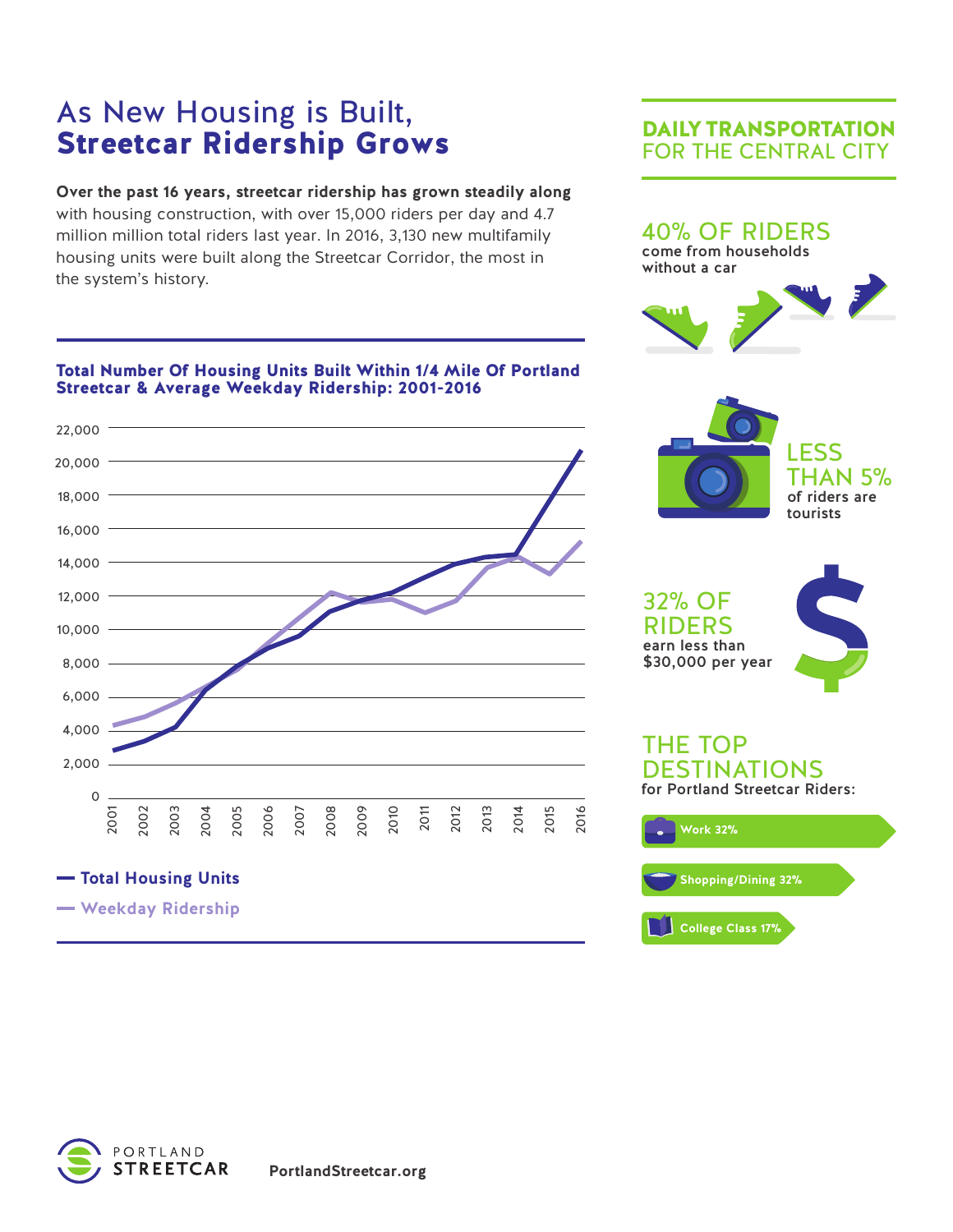# As New Housing is Built, **Streetcar Ridership Grows**

**Over the past 16 years, streetcar ridership has grown steadily along** with housing construction, with over 15,000 riders per day and 4.7 million million total riders last year. In 2016, 3,130 new multifamily housing units were built along the Streetcar Corridor, the most in the system's history.

**Total Number Of Housing Units Built Within 1/4 Mile Of Portland Streetcar & Average Weekday Ridership: 2001-2016**

22,000
20,000
18,000
16,000
14,000
12,000
10,000
8,000
6,000
4,000
2,000
0

2001 2002 2003 2004 2005 2006 2007 2008 2009 2010 2011 2012 2013 2014 2015 2016

Total Housing Units
Weekday Ridership

## DAILY TRANSPORTATION FOR THE CENTRAL CITY

**40% OF RIDERS** come from households without a car

**LESS THAN 5%** of riders are tourists

**32% OF RIDERS** earn less than $30,000 per year

**THE TOP DESTINATIONS** for Portland Streetcar Riders:

- Work 32%
- Shopping/Dining 32%
- College Class 17%

PORTLAND STREETCAR

PortlandStreetcar.org